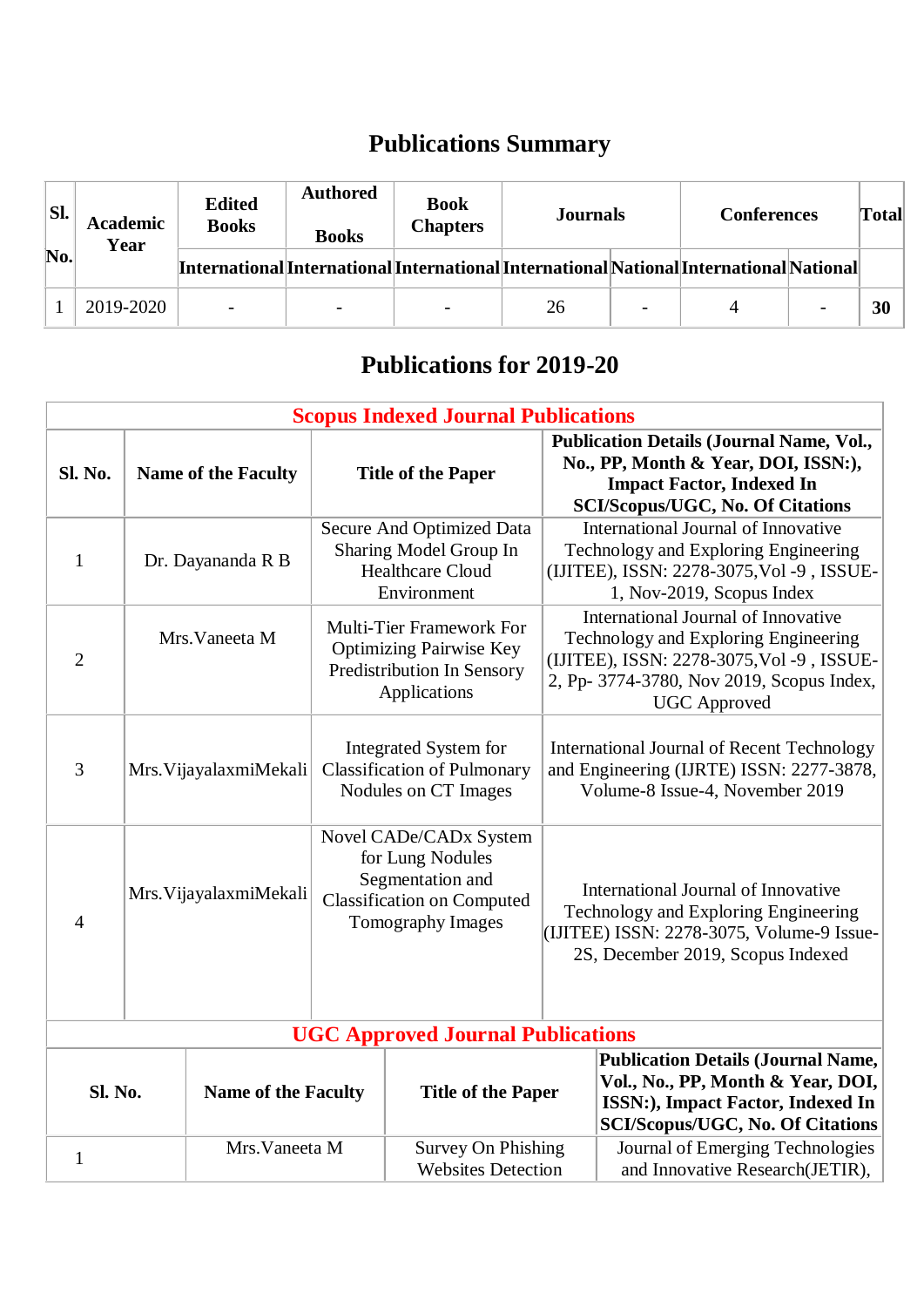# Publications Summary

| Sl. No. | Academic Year | Edited Books | Authored Books | Book Chapters | Journals | | Conferences | | Total |
|---|---|---|---|---|---|---|---|---|---|
| | | International | International | International | International | National | International | National | |
| 1 | 2019-2020 | - | - | - | 26 | - | 4 | - | **30** |

# Publications for 2019-20

## Scopus Indexed Journal Publications

| Sl. No. | Name of the Faculty | Title of the Paper | Publication Details (Journal Name, Vol., No., PP, Month & Year, DOI, ISSN:), Impact Factor, Indexed In SCI/Scopus/UGC, No. Of Citations |
|---|---|---|---|
| 1 | Dr. Dayananda R B | Secure And Optimized Data Sharing Model Group In Healthcare Cloud Environment | International Journal of Innovative Technology and Exploring Engineering (IJITEE), ISSN: 2278-3075,Vol -9 , ISSUE-1, Nov-2019, Scopus Index |
| 2 | Mrs.Vaneeta M | Multi-Tier Framework For Optimizing Pairwise Key Predistribution In Sensory Applications | International Journal of Innovative Technology and Exploring Engineering (IJITEE), ISSN: 2278-3075,Vol -9 , ISSUE-2, Pp- 3774-3780, Nov 2019, Scopus Index, UGC Approved |
| 3 | Mrs.VijayalaxmiMekali | Integrated System for Classification of Pulmonary Nodules on CT Images | International Journal of Recent Technology and Engineering (IJRTE) ISSN: 2277-3878, Volume-8 Issue-4, November 2019 |
| 4 | Mrs.VijayalaxmiMekali | Novel CADe/CADx System for Lung Nodules Segmentation and Classification on Computed Tomography Images | International Journal of Innovative Technology and Exploring Engineering (IJITEE) ISSN: 2278-3075, Volume-9 Issue-2S, December 2019, Scopus Indexed |

## UGC Approved Journal Publications

| Sl. No. | Name of the Faculty | Title of the Paper | Publication Details (Journal Name, Vol., No., PP, Month & Year, DOI, ISSN:), Impact Factor, Indexed In SCI/Scopus/UGC, No. Of Citations |
|---|---|---|---|
| 1 | Mrs.Vaneeta M | Survey On Phishing Websites Detection | Journal of Emerging Technologies and Innovative Research(JETIR), |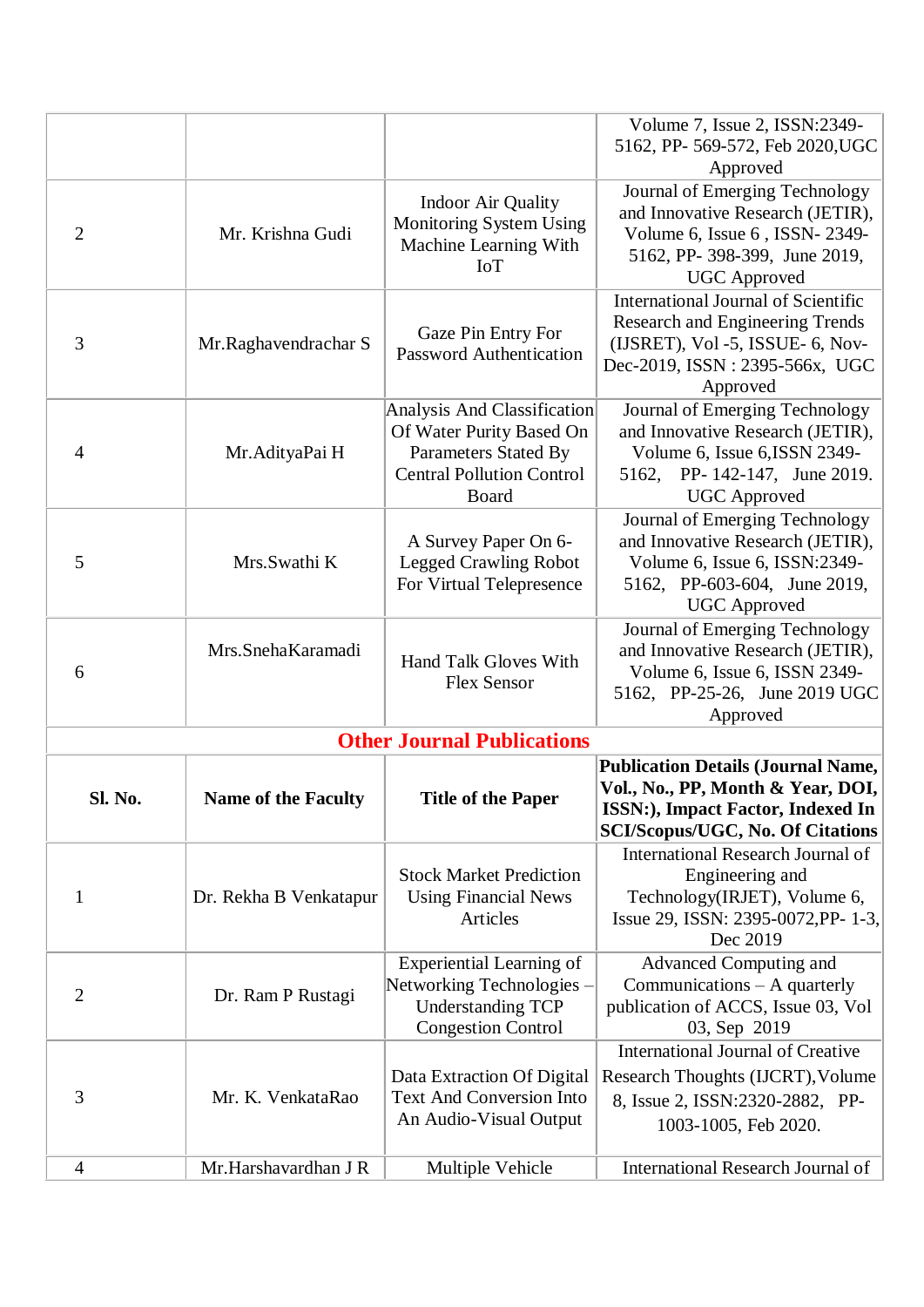| | | | Volume 7, Issue 2, ISSN:2349-5162, PP- 569-572, Feb 2020,UGC Approved |
|---|---|---|---|
| 2 | Mr. Krishna Gudi | Indoor Air Quality Monitoring System Using Machine Learning With IoT | Journal of Emerging Technology and Innovative Research (JETIR), Volume 6, Issue 6 , ISSN- 2349-5162, PP- 398-399, June 2019, UGC Approved |
| 3 | Mr.Raghavendrachar S | Gaze Pin Entry For Password Authentication | International Journal of Scientific Research and Engineering Trends (IJSRET), Vol -5, ISSUE- 6, Nov-Dec-2019, ISSN : 2395-566x, UGC Approved |
| 4 | Mr.AdityaPai H | Analysis And Classification Of Water Purity Based On Parameters Stated By Central Pollution Control Board | Journal of Emerging Technology and Innovative Research (JETIR), Volume 6, Issue 6,ISSN 2349-5162, PP- 142-147, June 2019. UGC Approved |
| 5 | Mrs.Swathi K | A Survey Paper On 6-Legged Crawling Robot For Virtual Telepresence | Journal of Emerging Technology and Innovative Research (JETIR), Volume 6, Issue 6, ISSN:2349-5162, PP-603-604, June 2019, UGC Approved |
| 6 | Mrs.SnehaKaramadi | Hand Talk Gloves With Flex Sensor | Journal of Emerging Technology and Innovative Research (JETIR), Volume 6, Issue 6, ISSN 2349-5162, PP-25-26, June 2019 UGC Approved |

## Other Journal Publications

| Sl. No. | Name of the Faculty | Title of the Paper | Publication Details (Journal Name, Vol., No., PP, Month & Year, DOI, ISSN:), Impact Factor, Indexed In SCI/Scopus/UGC, No. Of Citations |
|---|---|---|---|
| 1 | Dr. Rekha B Venkatapur | Stock Market Prediction Using Financial News Articles | International Research Journal of Engineering and Technology(IRJET), Volume 6, Issue 29, ISSN: 2395-0072,PP- 1-3, Dec 2019 |
| 2 | Dr. Ram P Rustagi | Experiential Learning of Networking Technologies – Understanding TCP Congestion Control | Advanced Computing and Communications – A quarterly publication of ACCS, Issue 03, Vol 03, Sep 2019 |
| 3 | Mr. K. VenkataRao | Data Extraction Of Digital Text And Conversion Into An Audio-Visual Output | International Journal of Creative Research Thoughts (IJCRT),Volume 8, Issue 2, ISSN:2320-2882, PP-1003-1005, Feb 2020. |
| 4 | Mr.Harshavardhan J R | Multiple Vehicle | International Research Journal of |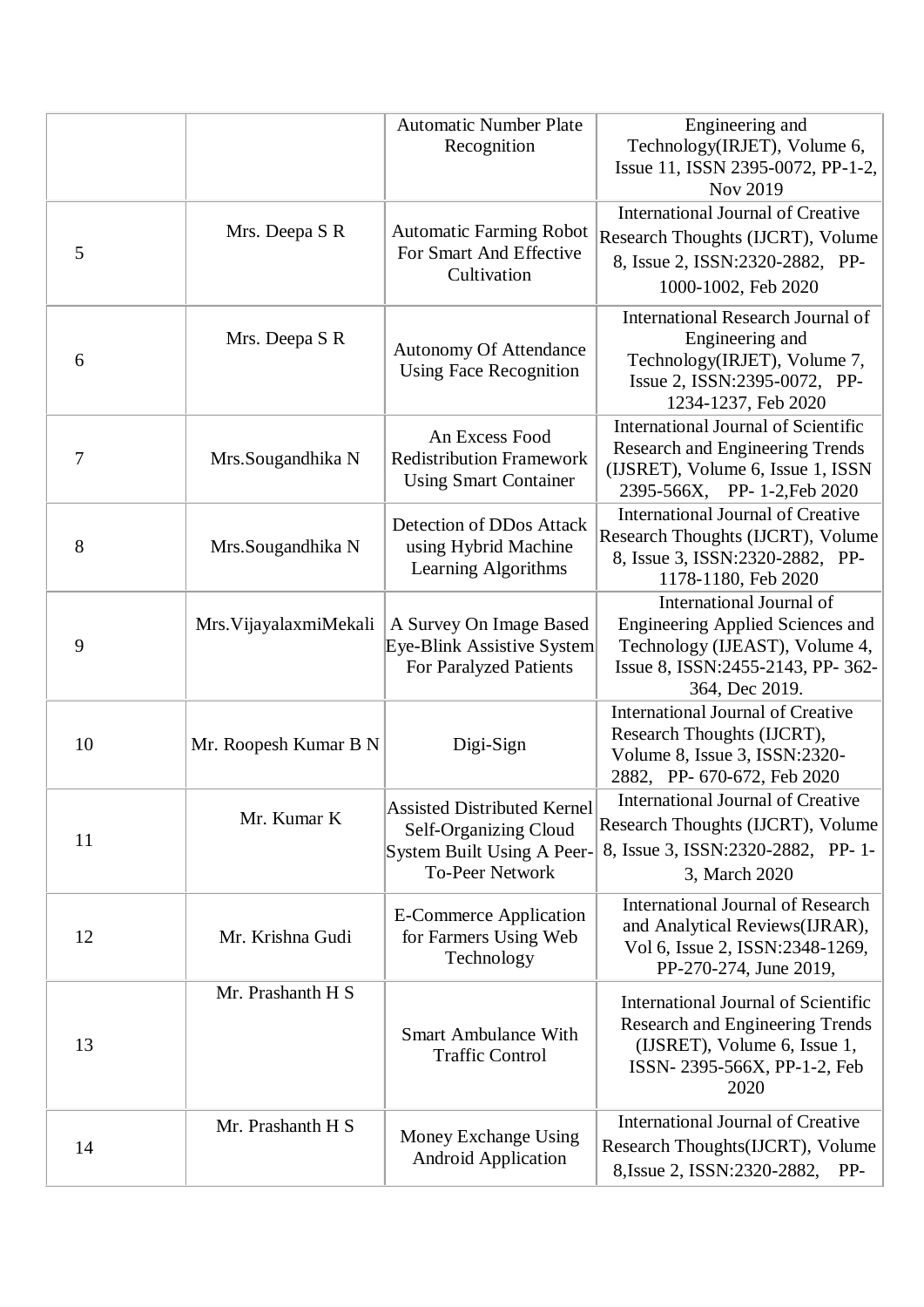| | | | |
|---|---|---|---|
| | | Automatic Number Plate Recognition | Engineering and Technology(IRJET), Volume 6, Issue 11, ISSN 2395-0072, PP-1-2, Nov 2019 |
| 5 | Mrs. Deepa S R | Automatic Farming Robot For Smart And Effective Cultivation | International Journal of Creative Research Thoughts (IJCRT), Volume 8, Issue 2, ISSN:2320-2882, PP-1000-1002, Feb 2020 |
| 6 | Mrs. Deepa S R | Autonomy Of Attendance Using Face Recognition | International Research Journal of Engineering and Technology(IRJET), Volume 7, Issue 2, ISSN:2395-0072, PP-1234-1237, Feb 2020 |
| 7 | Mrs.Sougandhika N | An Excess Food Redistribution Framework Using Smart Container | International Journal of Scientific Research and Engineering Trends (IJSRET), Volume 6, Issue 1, ISSN 2395-566X, PP- 1-2,Feb 2020 |
| 8 | Mrs.Sougandhika N | Detection of DDos Attack using Hybrid Machine Learning Algorithms | International Journal of Creative Research Thoughts (IJCRT), Volume 8, Issue 3, ISSN:2320-2882, PP-1178-1180, Feb 2020 |
| 9 | Mrs.VijayalaxmiMekali | A Survey On Image Based Eye-Blink Assistive System For Paralyzed Patients | International Journal of Engineering Applied Sciences and Technology (IJEAST), Volume 4, Issue 8, ISSN:2455-2143, PP- 362-364, Dec 2019. |
| 10 | Mr. Roopesh Kumar B N | Digi-Sign | International Journal of Creative Research Thoughts (IJCRT), Volume 8, Issue 3, ISSN:2320-2882, PP- 670-672, Feb 2020 |
| 11 | Mr. Kumar K | Assisted Distributed Kernel Self-Organizing Cloud System Built Using A Peer-To-Peer Network | International Journal of Creative Research Thoughts (IJCRT), Volume 8, Issue 3, ISSN:2320-2882, PP- 1-3, March 2020 |
| 12 | Mr. Krishna Gudi | E-Commerce Application for Farmers Using Web Technology | International Journal of Research and Analytical Reviews(IJRAR), Vol 6, Issue 2, ISSN:2348-1269, PP-270-274, June 2019, |
| 13 | Mr. Prashanth H S | Smart Ambulance With Traffic Control | International Journal of Scientific Research and Engineering Trends (IJSRET), Volume 6, Issue 1, ISSN- 2395-566X, PP-1-2, Feb 2020 |
| 14 | Mr. Prashanth H S | Money Exchange Using Android Application | International Journal of Creative Research Thoughts(IJCRT), Volume 8,Issue 2, ISSN:2320-2882, PP- |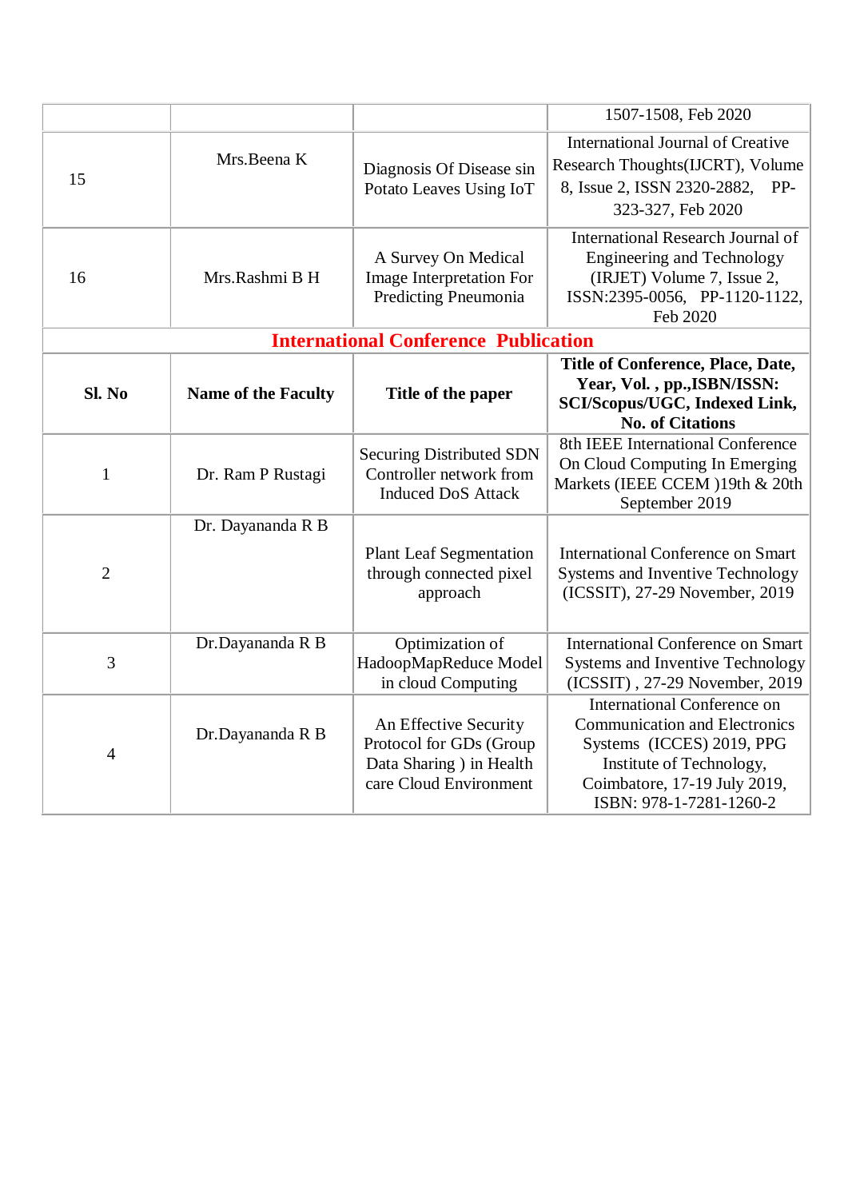| | | | |
|---|---|---|---|
| | | | 1507-1508, Feb 2020 |
| 15 | Mrs.Beena K | Diagnosis Of Disease sin Potato Leaves Using IoT | International Journal of Creative Research Thoughts(IJCRT), Volume 8, Issue 2, ISSN 2320-2882, PP-323-327, Feb 2020 |
| 16 | Mrs.Rashmi B H | A Survey On Medical Image Interpretation For Predicting Pneumonia | International Research Journal of Engineering and Technology (IRJET) Volume 7, Issue 2, ISSN:2395-0056, PP-1120-1122, Feb 2020 |

## International Conference Publication

| Sl. No | Name of the Faculty | Title of the paper | Title of Conference, Place, Date, Year, Vol. , pp.,ISBN/ISSN: SCI/Scopus/UGC, Indexed Link, No. of Citations |
|---|---|---|---|
| 1 | Dr. Ram P Rustagi | Securing Distributed SDN Controller network from Induced DoS Attack | 8th IEEE International Conference On Cloud Computing In Emerging Markets (IEEE CCEM )19th & 20th September 2019 |
| 2 | Dr. Dayananda R B | Plant Leaf Segmentation through connected pixel approach | International Conference on Smart Systems and Inventive Technology (ICSSIT), 27-29 November, 2019 |
| 3 | Dr.Dayananda R B | Optimization of HadoopMapReduce Model in cloud Computing | International Conference on Smart Systems and Inventive Technology (ICSSIT) , 27-29 November, 2019 |
| 4 | Dr.Dayananda R B | An Effective Security Protocol for GDs (Group Data Sharing ) in Health care Cloud Environment | International Conference on Communication and Electronics Systems (ICCES) 2019, PPG Institute of Technology, Coimbatore, 17-19 July 2019, ISBN: 978-1-7281-1260-2 |